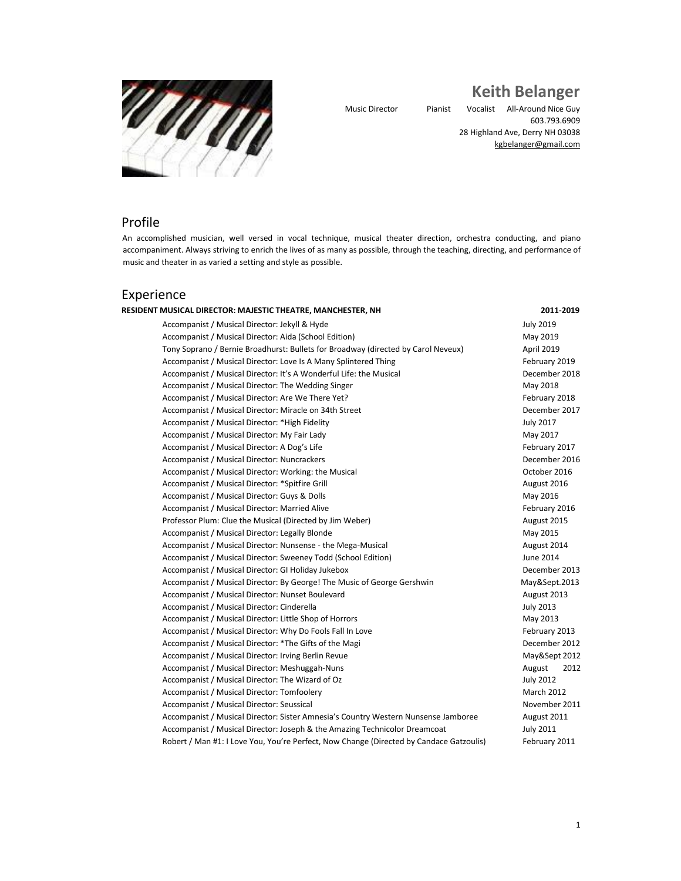# Keith Belanger

Music Director Pianist Vocalist All-Around Nice Guy
603.793.6909
28 Highland Ave, Derry NH 03038
kgbelanger@gmail.com

## Profile

An accomplished musician, well versed in vocal technique, musical theater direction, orchestra conducting, and piano accompaniment. Always striving to enrich the lives of as many as possible, through the teaching, directing, and performance of music and theater in as varied a setting and style as possible.

## Experience

**RESIDENT MUSICAL DIRECTOR: MAJESTIC THEATRE, MANCHESTER, NH** **2011-2019**

| | |
|---|---|
| Accompanist / Musical Director: Jekyll & Hyde | July 2019 |
| Accompanist / Musical Director: Aida (School Edition) | May 2019 |
| Tony Soprano / Bernie Broadhurst: Bullets for Broadway (directed by Carol Neveux) | April 2019 |
| Accompanist / Musical Director: Love Is A Many Splintered Thing | February 2019 |
| Accompanist / Musical Director: It's A Wonderful Life: the Musical | December 2018 |
| Accompanist / Musical Director: The Wedding Singer | May 2018 |
| Accompanist / Musical Director: Are We There Yet? | February 2018 |
| Accompanist / Musical Director: Miracle on 34th Street | December 2017 |
| Accompanist / Musical Director: *High Fidelity | July 2017 |
| Accompanist / Musical Director: My Fair Lady | May 2017 |
| Accompanist / Musical Director: A Dog's Life | February 2017 |
| Accompanist / Musical Director: Nuncrackers | December 2016 |
| Accompanist / Musical Director: Working: the Musical | October 2016 |
| Accompanist / Musical Director: *Spitfire Grill | August 2016 |
| Accompanist / Musical Director: Guys & Dolls | May 2016 |
| Accompanist / Musical Director: Married Alive | February 2016 |
| Professor Plum: Clue the Musical (Directed by Jim Weber) | August 2015 |
| Accompanist / Musical Director: Legally Blonde | May 2015 |
| Accompanist / Musical Director: Nunsense - the Mega-Musical | August 2014 |
| Accompanist / Musical Director: Sweeney Todd (School Edition) | June 2014 |
| Accompanist / Musical Director: GI Holiday Jukebox | December 2013 |
| Accompanist / Musical Director: By George! The Music of George Gershwin | May&Sept.2013 |
| Accompanist / Musical Director: Nunset Boulevard | August 2013 |
| Accompanist / Musical Director: Cinderella | July 2013 |
| Accompanist / Musical Director: Little Shop of Horrors | May 2013 |
| Accompanist / Musical Director: Why Do Fools Fall In Love | February 2013 |
| Accompanist / Musical Director: *The Gifts of the Magi | December 2012 |
| Accompanist / Musical Director: Irving Berlin Revue | May&Sept 2012 |
| Accompanist / Musical Director: Meshuggah-Nuns | August 2012 |
| Accompanist / Musical Director: The Wizard of Oz | July 2012 |
| Accompanist / Musical Director: Tomfoolery | March 2012 |
| Accompanist / Musical Director: Seussical | November 2011 |
| Accompanist / Musical Director: Sister Amnesia's Country Western Nunsense Jamboree | August 2011 |
| Accompanist / Musical Director: Joseph & the Amazing Technicolor Dreamcoat | July 2011 |
| Robert / Man #1: I Love You, You're Perfect, Now Change (Directed by Candace Gatzoulis) | February 2011 |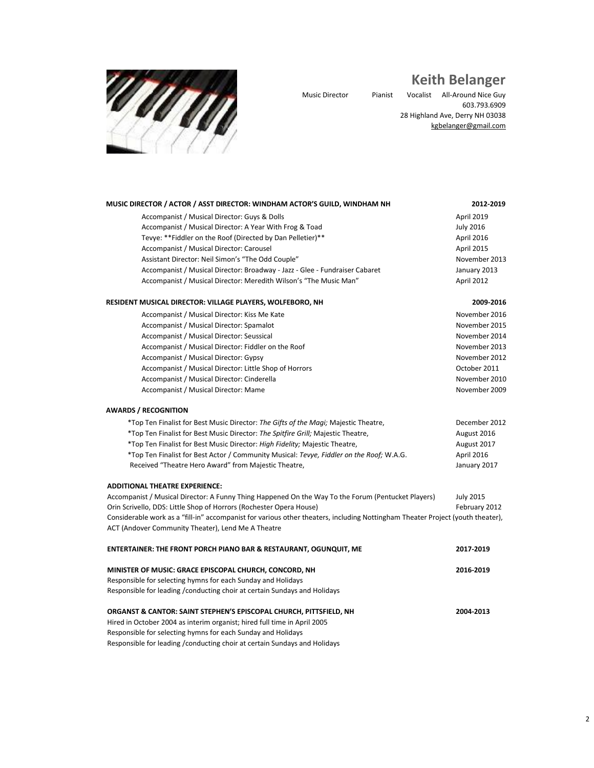# Keith Belanger

Music Director Pianist Vocalist All-Around Nice Guy
603.793.6909
28 Highland Ave, Derry NH 03038
kgbelanger@gmail.com

**MUSIC DIRECTOR / ACTOR / ASST DIRECTOR: WINDHAM ACTOR'S GUILD, WINDHAM NH** **2012-2019**

| | |
|---|---|
| Accompanist / Musical Director: Guys & Dolls | April 2019 |
| Accompanist / Musical Director: A Year With Frog & Toad | July 2016 |
| Tevye: **Fiddler on the Roof (Directed by Dan Pelletier)** | April 2016 |
| Accompanist / Musical Director: Carousel | April 2015 |
| Assistant Director: Neil Simon's "The Odd Couple" | November 2013 |
| Accompanist / Musical Director: Broadway - Jazz - Glee - Fundraiser Cabaret | January 2013 |
| Accompanist / Musical Director: Meredith Wilson's "The Music Man" | April 2012 |

**RESIDENT MUSICAL DIRECTOR: VILLAGE PLAYERS, WOLFEBORO, NH** **2009-2016**

| | |
|---|---|
| Accompanist / Musical Director: Kiss Me Kate | November 2016 |
| Accompanist / Musical Director: Spamalot | November 2015 |
| Accompanist / Musical Director: Seussical | November 2014 |
| Accompanist / Musical Director: Fiddler on the Roof | November 2013 |
| Accompanist / Musical Director: Gypsy | November 2012 |
| Accompanist / Musical Director: Little Shop of Horrors | October 2011 |
| Accompanist / Musical Director: Cinderella | November 2010 |
| Accompanist / Musical Director: Mame | November 2009 |

**AWARDS / RECOGNITION**

| | |
|---|---|
| *Top Ten Finalist for Best Music Director: *The Gifts of the Magi;* Majestic Theatre, | December 2012 |
| *Top Ten Finalist for Best Music Director: *The Spitfire Grill;* Majestic Theatre, | August 2016 |
| *Top Ten Finalist for Best Music Director: *High Fidelity;* Majestic Theatre, | August 2017 |
| *Top Ten Finalist for Best Actor / Community Musical: *Tevye, Fiddler on the Roof;* W.A.G. | April 2016 |
| Received "Theatre Hero Award" from Majestic Theatre, | January 2017 |

**ADDITIONAL THEATRE EXPERIENCE:**

| | |
|---|---|
| Accompanist / Musical Director: A Funny Thing Happened On the Way To the Forum (Pentucket Players) | July 2015 |
| Orin Scrivello, DDS: Little Shop of Horrors (Rochester Opera House) | February 2012 |

Considerable work as a "fill-in" accompanist for various other theaters, including Nottingham Theater Project (youth theater), ACT (Andover Community Theater), Lend Me A Theatre

**ENTERTAINER: THE FRONT PORCH PIANO BAR & RESTAURANT, OGUNQUIT, ME** **2017-2019**

**MINISTER OF MUSIC: GRACE EPISCOPAL CHURCH, CONCORD, NH** **2016-2019**

Responsible for selecting hymns for each Sunday and Holidays
Responsible for leading /conducting choir at certain Sundays and Holidays

**ORGANST & CANTOR: SAINT STEPHEN'S EPISCOPAL CHURCH, PITTSFIELD, NH** **2004-2013**

Hired in October 2004 as interim organist; hired full time in April 2005
Responsible for selecting hymns for each Sunday and Holidays
Responsible for leading /conducting choir at certain Sundays and Holidays